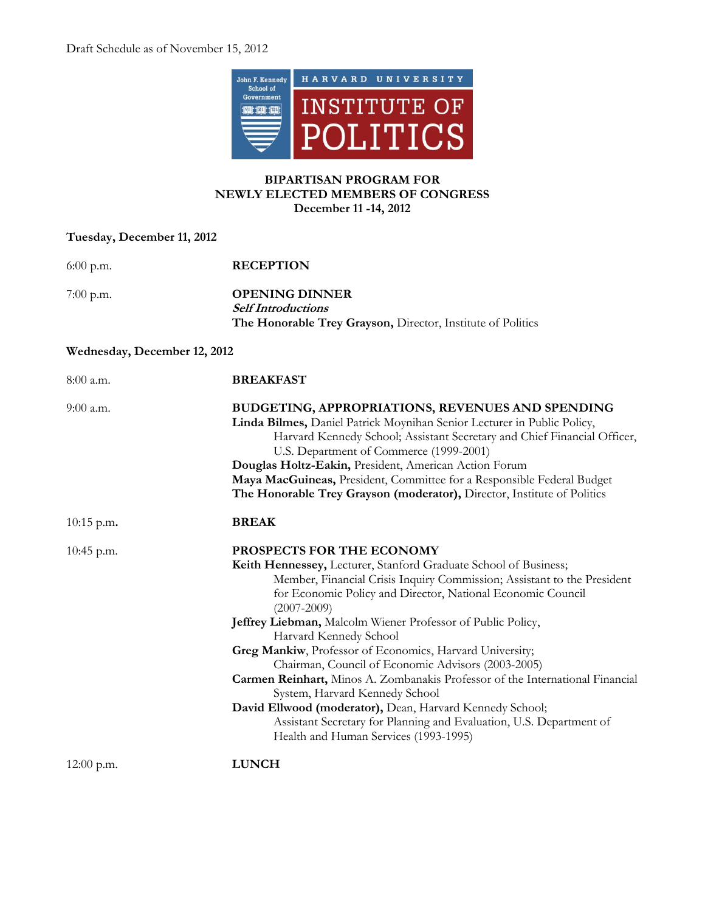Draft Schedule as of November 15, 2012

John F. Kennedy School of Government
HARVARD UNIVERSITY
INSTITUTE OF POLITICS

**BIPARTISAN PROGRAM FOR**
**NEWLY ELECTED MEMBERS OF CONGRESS**
**December 11 -14, 2012**

**Tuesday, December 11, 2012**

6:00 p.m. **RECEPTION**

7:00 p.m. **OPENING DINNER**
***Self Introductions***
**The Honorable Trey Grayson,** Director, Institute of Politics

**Wednesday, December 12, 2012**

8:00 a.m. **BREAKFAST**

9:00 a.m. **BUDGETING, APPROPRIATIONS, REVENUES AND SPENDING**
**Linda Bilmes,** Daniel Patrick Moynihan Senior Lecturer in Public Policy, Harvard Kennedy School; Assistant Secretary and Chief Financial Officer, U.S. Department of Commerce (1999-2001)
**Douglas Holtz-Eakin,** President, American Action Forum
**Maya MacGuineas,** President, Committee for a Responsible Federal Budget
**The Honorable Trey Grayson (moderator),** Director, Institute of Politics

10:15 p.m. **BREAK**

10:45 p.m. **PROSPECTS FOR THE ECONOMY**
**Keith Hennessey,** Lecturer, Stanford Graduate School of Business; Member, Financial Crisis Inquiry Commission; Assistant to the President for Economic Policy and Director, National Economic Council (2007-2009)
**Jeffrey Liebman,** Malcolm Wiener Professor of Public Policy, Harvard Kennedy School
**Greg Mankiw**, Professor of Economics, Harvard University; Chairman, Council of Economic Advisors (2003-2005)
**Carmen Reinhart,** Minos A. Zombanakis Professor of the International Financial System, Harvard Kennedy School
**David Ellwood (moderator),** Dean, Harvard Kennedy School; Assistant Secretary for Planning and Evaluation, U.S. Department of Health and Human Services (1993-1995)

12:00 p.m. **LUNCH**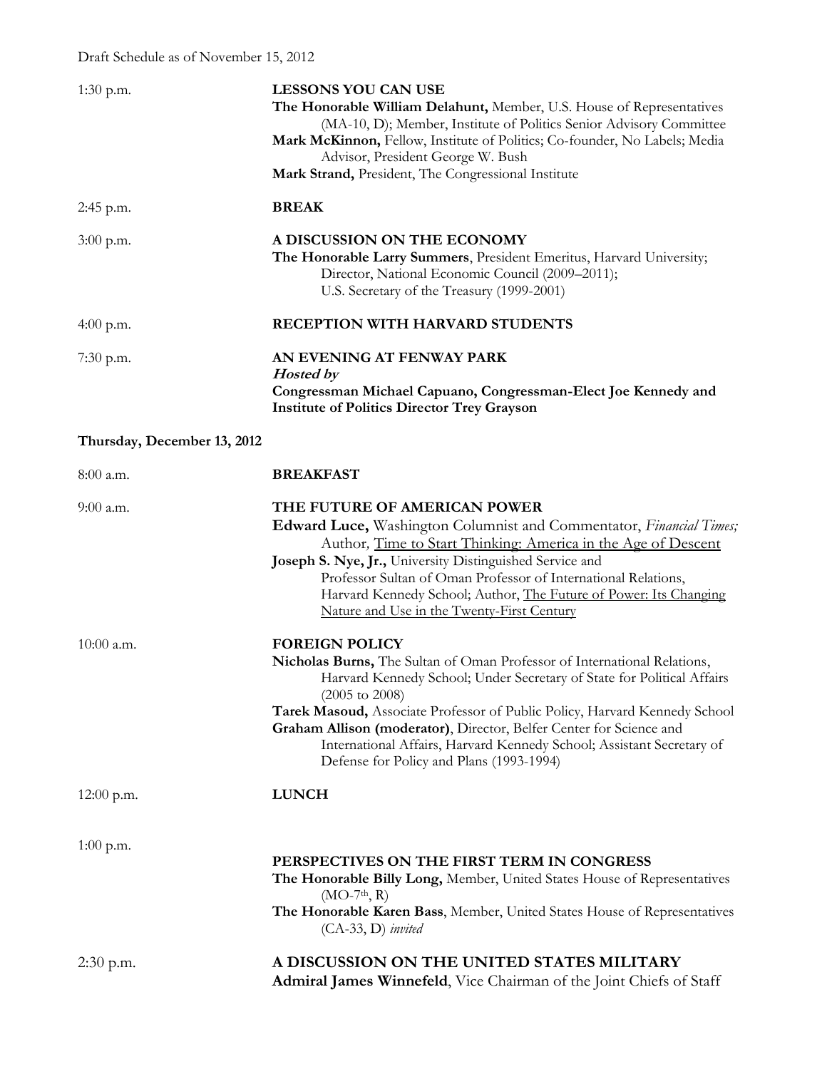Draft Schedule as of November 15, 2012

**1:30 p.m.** — **LESSONS YOU CAN USE**

**The Honorable William Delahunt,** Member, U.S. House of Representatives (MA-10, D); Member, Institute of Politics Senior Advisory Committee

**Mark McKinnon,** Fellow, Institute of Politics; Co-founder, No Labels; Media Advisor, President George W. Bush

**Mark Strand,** President, The Congressional Institute

**2:45 p.m.** — **BREAK**

**3:00 p.m.** — **A DISCUSSION ON THE ECONOMY**

**The Honorable Larry Summers**, President Emeritus, Harvard University; Director, National Economic Council (2009–2011); U.S. Secretary of the Treasury (1999-2001)

**4:00 p.m.** — **RECEPTION WITH HARVARD STUDENTS**

**7:30 p.m.** — **AN EVENING AT FENWAY PARK**

***Hosted by***

**Congressman Michael Capuano, Congressman-Elect Joe Kennedy and Institute of Politics Director Trey Grayson**

## Thursday, December 13, 2012

**8:00 a.m.** — **BREAKFAST**

**9:00 a.m.** — **THE FUTURE OF AMERICAN POWER**

**Edward Luce,** Washington Columnist and Commentator, *Financial Times;* Author, Time to Start Thinking: America in the Age of Descent

**Joseph S. Nye, Jr.,** University Distinguished Service and Professor Sultan of Oman Professor of International Relations, Harvard Kennedy School; Author, The Future of Power: Its Changing Nature and Use in the Twenty-First Century

**10:00 a.m.** — **FOREIGN POLICY**

**Nicholas Burns,** The Sultan of Oman Professor of International Relations, Harvard Kennedy School; Under Secretary of State for Political Affairs (2005 to 2008)

**Tarek Masoud,** Associate Professor of Public Policy, Harvard Kennedy School

**Graham Allison (moderator)**, Director, Belfer Center for Science and International Affairs, Harvard Kennedy School; Assistant Secretary of Defense for Policy and Plans (1993-1994)

**12:00 p.m.** — **LUNCH**

**1:00 p.m.** — **PERSPECTIVES ON THE FIRST TERM IN CONGRESS**

**The Honorable Billy Long,** Member, United States House of Representatives (MO-7th, R)

**The Honorable Karen Bass**, Member, United States House of Representatives (CA-33, D) *invited*

**2:30 p.m.** — **A DISCUSSION ON THE UNITED STATES MILITARY**

**Admiral James Winnefeld**, Vice Chairman of the Joint Chiefs of Staff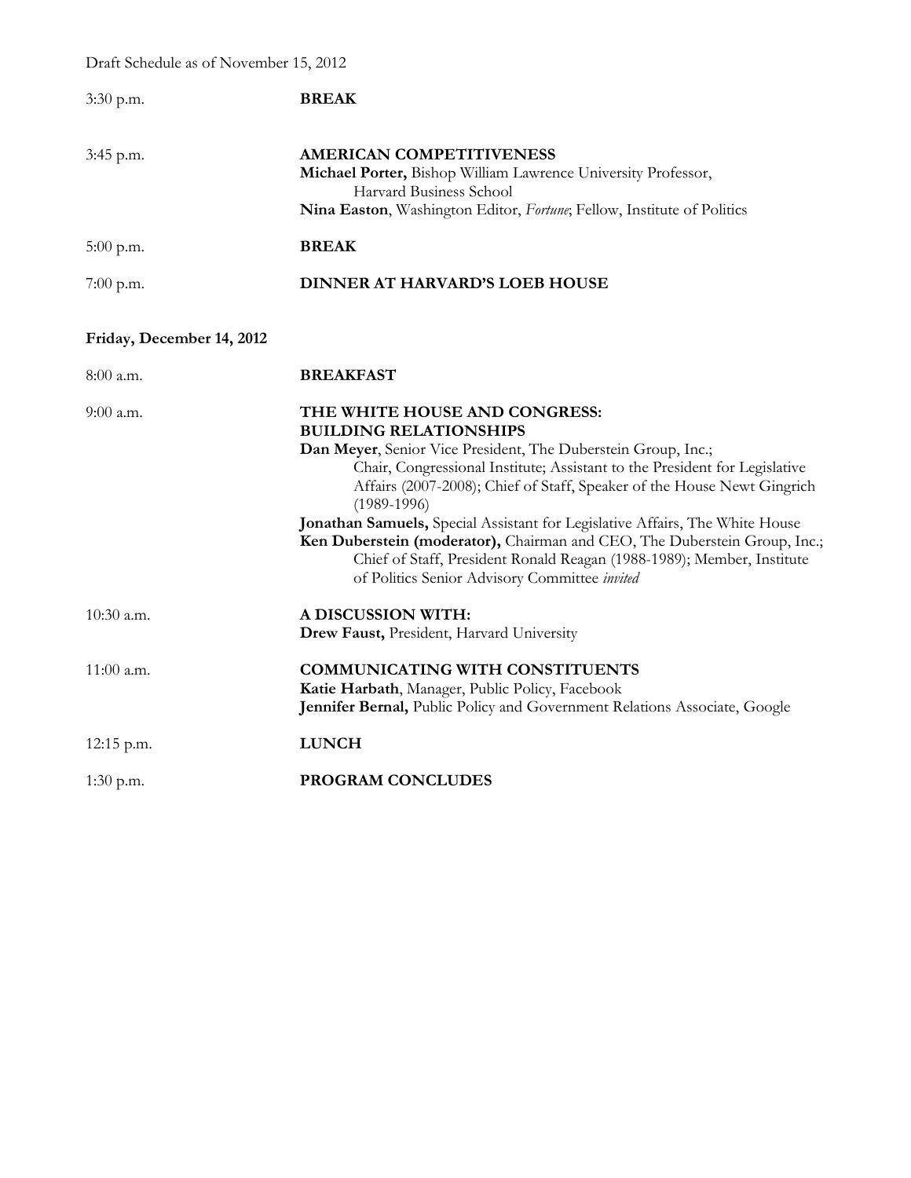Draft Schedule as of November 15, 2012

3:30 p.m. **BREAK**

3:45 p.m. **AMERICAN COMPETITIVENESS**

**Michael Porter,** Bishop William Lawrence University Professor, Harvard Business School

**Nina Easton**, Washington Editor, *Fortune*; Fellow, Institute of Politics

5:00 p.m. **BREAK**

7:00 p.m. **DINNER AT HARVARD'S LOEB HOUSE**

**Friday, December 14, 2012**

8:00 a.m. **BREAKFAST**

9:00 a.m. **THE WHITE HOUSE AND CONGRESS: BUILDING RELATIONSHIPS**

**Dan Meyer**, Senior Vice President, The Duberstein Group, Inc.; Chair, Congressional Institute; Assistant to the President for Legislative Affairs (2007-2008); Chief of Staff, Speaker of the House Newt Gingrich (1989-1996)

**Jonathan Samuels,** Special Assistant for Legislative Affairs, The White House

**Ken Duberstein (moderator),** Chairman and CEO, The Duberstein Group, Inc.; Chief of Staff, President Ronald Reagan (1988-1989); Member, Institute of Politics Senior Advisory Committee *invited*

10:30 a.m. **A DISCUSSION WITH:**

**Drew Faust,** President, Harvard University

11:00 a.m. **COMMUNICATING WITH CONSTITUENTS**

**Katie Harbath**, Manager, Public Policy, Facebook

**Jennifer Bernal,** Public Policy and Government Relations Associate, Google

12:15 p.m. **LUNCH**

1:30 p.m. **PROGRAM CONCLUDES**